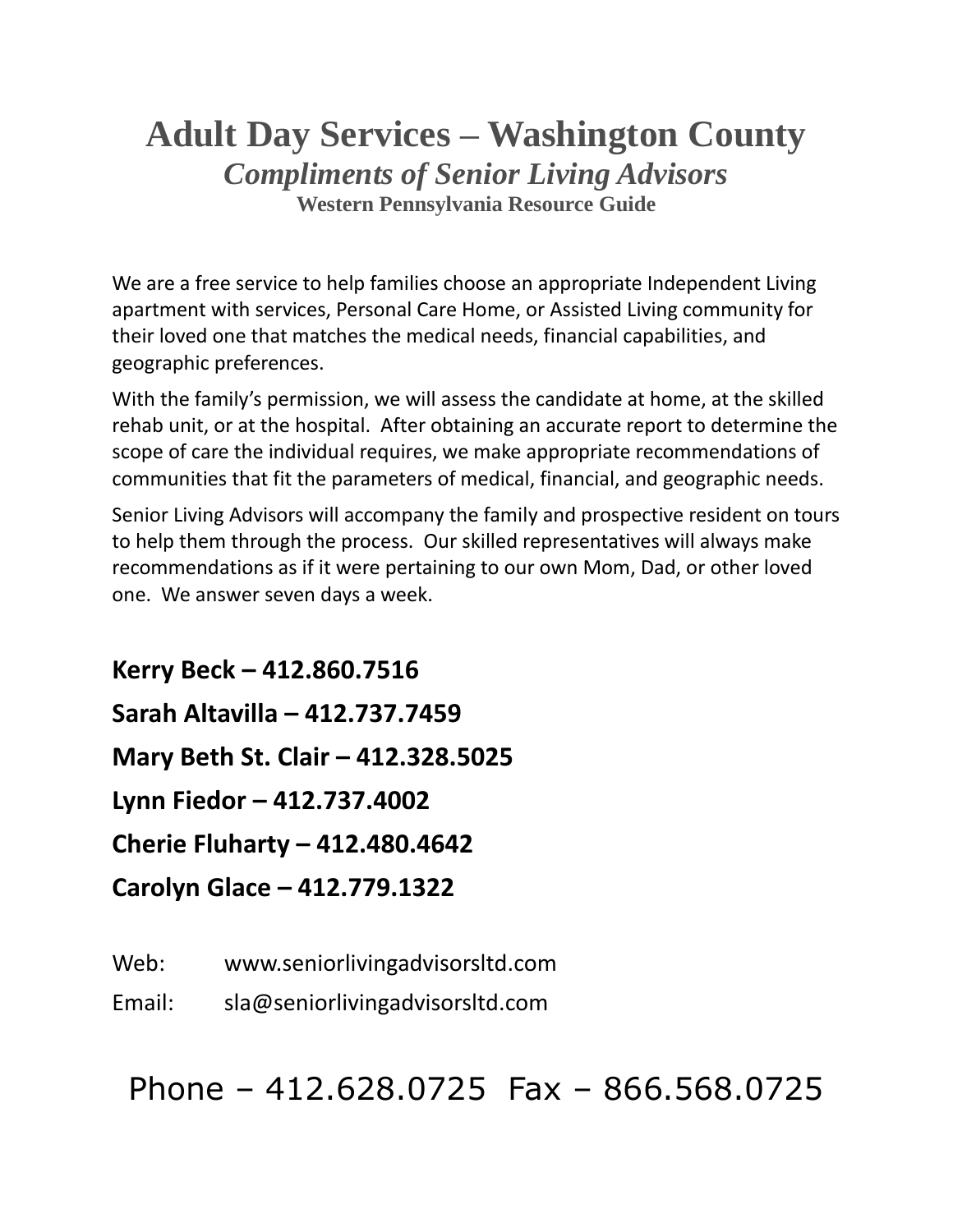# Adult Day Services – Washington County

## *Compliments of Senior Living Advisors*

### Western Pennsylvania Resource Guide

We are a free service to help families choose an appropriate Independent Living apartment with services, Personal Care Home, or Assisted Living community for their loved one that matches the medical needs, financial capabilities, and geographic preferences.

With the family's permission, we will assess the candidate at home, at the skilled rehab unit, or at the hospital. After obtaining an accurate report to determine the scope of care the individual requires, we make appropriate recommendations of communities that fit the parameters of medical, financial, and geographic needs.

Senior Living Advisors will accompany the family and prospective resident on tours to help them through the process. Our skilled representatives will always make recommendations as if it were pertaining to our own Mom, Dad, or other loved one. We answer seven days a week.

**Kerry Beck – 412.860.7516**

**Sarah Altavilla – 412.737.7459**

**Mary Beth St. Clair – 412.328.5025**

**Lynn Fiedor – 412.737.4002**

**Cherie Fluharty – 412.480.4642**

**Carolyn Glace – 412.779.1322**

Web: www.seniorlivingadvisorsltd.com

Email: sla@seniorlivingadvisorsltd.com

Phone – 412.628.0725 Fax – 866.568.0725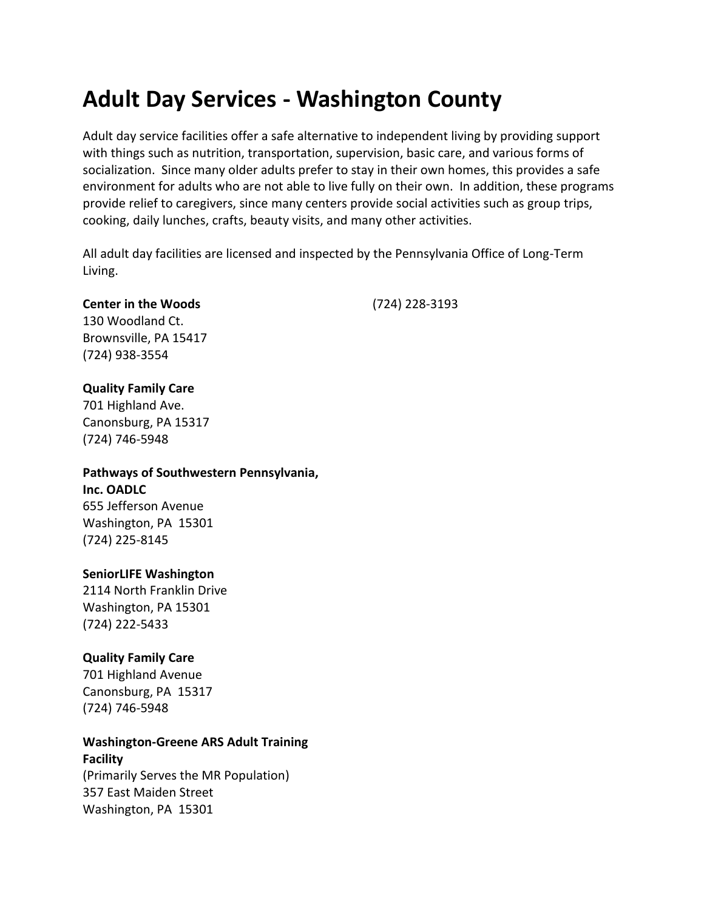# Adult Day Services - Washington County

Adult day service facilities offer a safe alternative to independent living by providing support with things such as nutrition, transportation, supervision, basic care, and various forms of socialization. Since many older adults prefer to stay in their own homes, this provides a safe environment for adults who are not able to live fully on their own. In addition, these programs provide relief to caregivers, since many centers provide social activities such as group trips, cooking, daily lunches, crafts, beauty visits, and many other activities.

All adult day facilities are licensed and inspected by the Pennsylvania Office of Long-Term Living.

**Center in the Woods** (724) 228-3193
130 Woodland Ct.
Brownsville, PA 15417
(724) 938-3554

**Quality Family Care**
701 Highland Ave.
Canonsburg, PA 15317
(724) 746-5948

**Pathways of Southwestern Pennsylvania, Inc. OADLC**
655 Jefferson Avenue
Washington, PA 15301
(724) 225-8145

**SeniorLIFE Washington**
2114 North Franklin Drive
Washington, PA 15301
(724) 222-5433

**Quality Family Care**
701 Highland Avenue
Canonsburg, PA 15317
(724) 746-5948

**Washington-Greene ARS Adult Training Facility**
(Primarily Serves the MR Population)
357 East Maiden Street
Washington, PA 15301